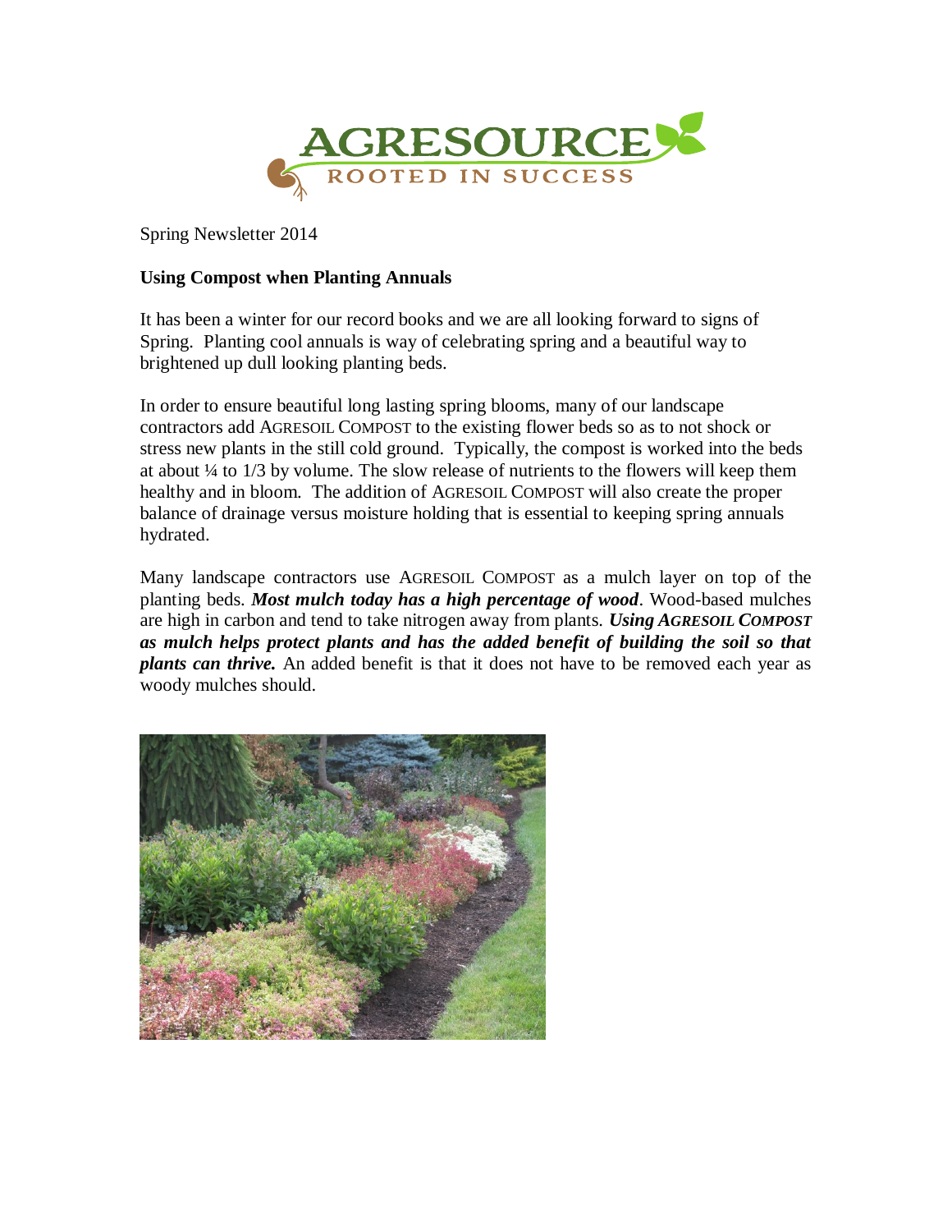AGRESOURCE
ROOTED IN SUCCESS

Spring Newsletter 2014

## Using Compost when Planting Annuals

It has been a winter for our record books and we are all looking forward to signs of Spring. Planting cool annuals is way of celebrating spring and a beautiful way to brightened up dull looking planting beds.

In order to ensure beautiful long lasting spring blooms, many of our landscape contractors add AGRESOIL COMPOST to the existing flower beds so as to not shock or stress new plants in the still cold ground. Typically, the compost is worked into the beds at about ¼ to 1/3 by volume. The slow release of nutrients to the flowers will keep them healthy and in bloom. The addition of AGRESOIL COMPOST will also create the proper balance of drainage versus moisture holding that is essential to keeping spring annuals hydrated.

Many landscape contractors use AGRESOIL COMPOST as a mulch layer on top of the planting beds. ***Most mulch today has a high percentage of wood***. Wood-based mulches are high in carbon and tend to take nitrogen away from plants. ***Using AGRESOIL COMPOST as mulch helps protect plants and has the added benefit of building the soil so that plants can thrive.*** An added benefit is that it does not have to be removed each year as woody mulches should.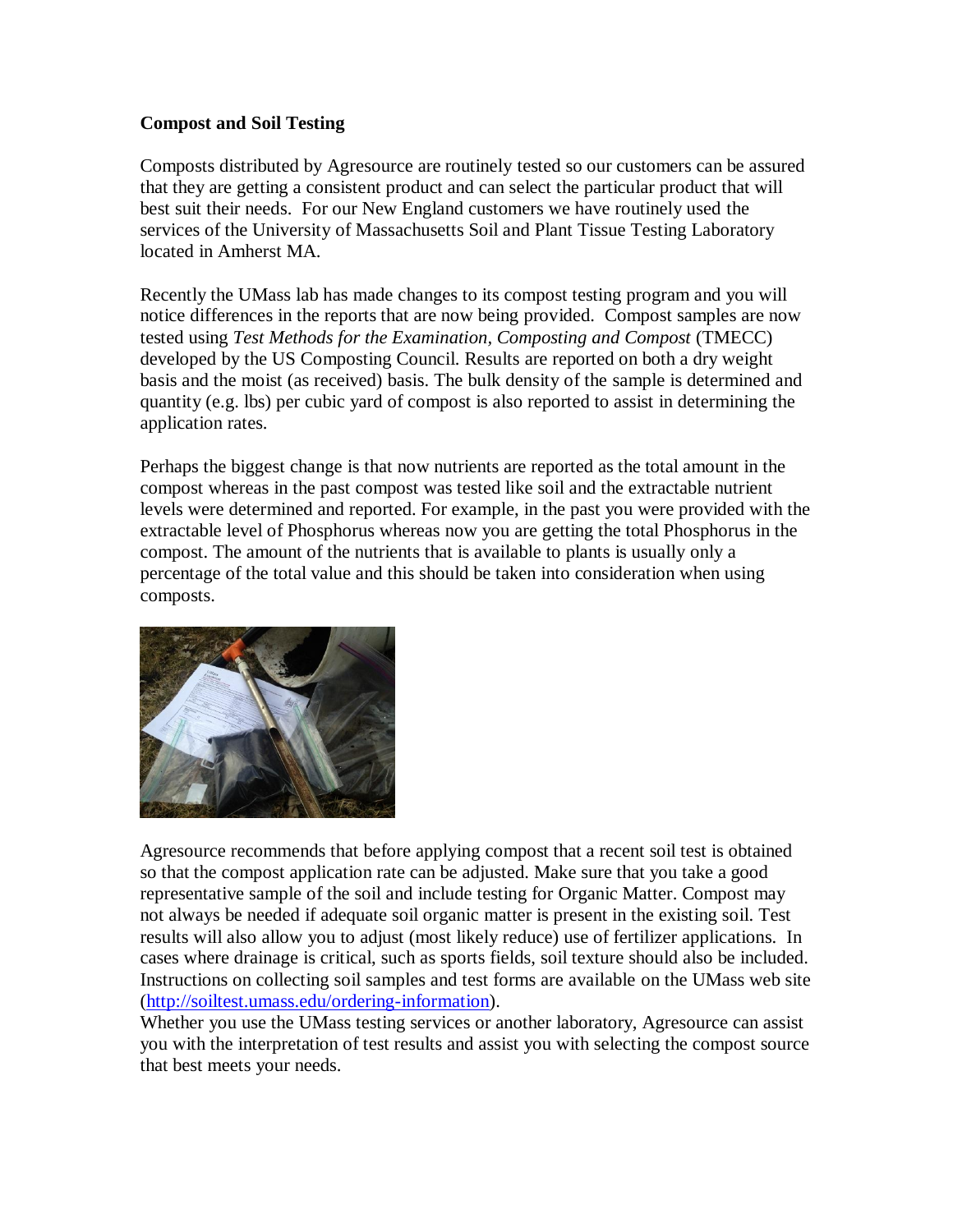**Compost and Soil Testing**

Composts distributed by Agresource are routinely tested so our customers can be assured that they are getting a consistent product and can select the particular product that will best suit their needs. For our New England customers we have routinely used the services of the University of Massachusetts Soil and Plant Tissue Testing Laboratory located in Amherst MA.

Recently the UMass lab has made changes to its compost testing program and you will notice differences in the reports that are now being provided. Compost samples are now tested using *Test Methods for the Examination, Composting and Compost* (TMECC) developed by the US Composting Council. Results are reported on both a dry weight basis and the moist (as received) basis. The bulk density of the sample is determined and quantity (e.g. lbs) per cubic yard of compost is also reported to assist in determining the application rates.

Perhaps the biggest change is that now nutrients are reported as the total amount in the compost whereas in the past compost was tested like soil and the extractable nutrient levels were determined and reported. For example, in the past you were provided with the extractable level of Phosphorus whereas now you are getting the total Phosphorus in the compost. The amount of the nutrients that is available to plants is usually only a percentage of the total value and this should be taken into consideration when using composts.

Agresource recommends that before applying compost that a recent soil test is obtained so that the compost application rate can be adjusted. Make sure that you take a good representative sample of the soil and include testing for Organic Matter. Compost may not always be needed if adequate soil organic matter is present in the existing soil. Test results will also allow you to adjust (most likely reduce) use of fertilizer applications. In cases where drainage is critical, such as sports fields, soil texture should also be included. Instructions on collecting soil samples and test forms are available on the UMass web site (http://soiltest.umass.edu/ordering-information).

Whether you use the UMass testing services or another laboratory, Agresource can assist you with the interpretation of test results and assist you with selecting the compost source that best meets your needs.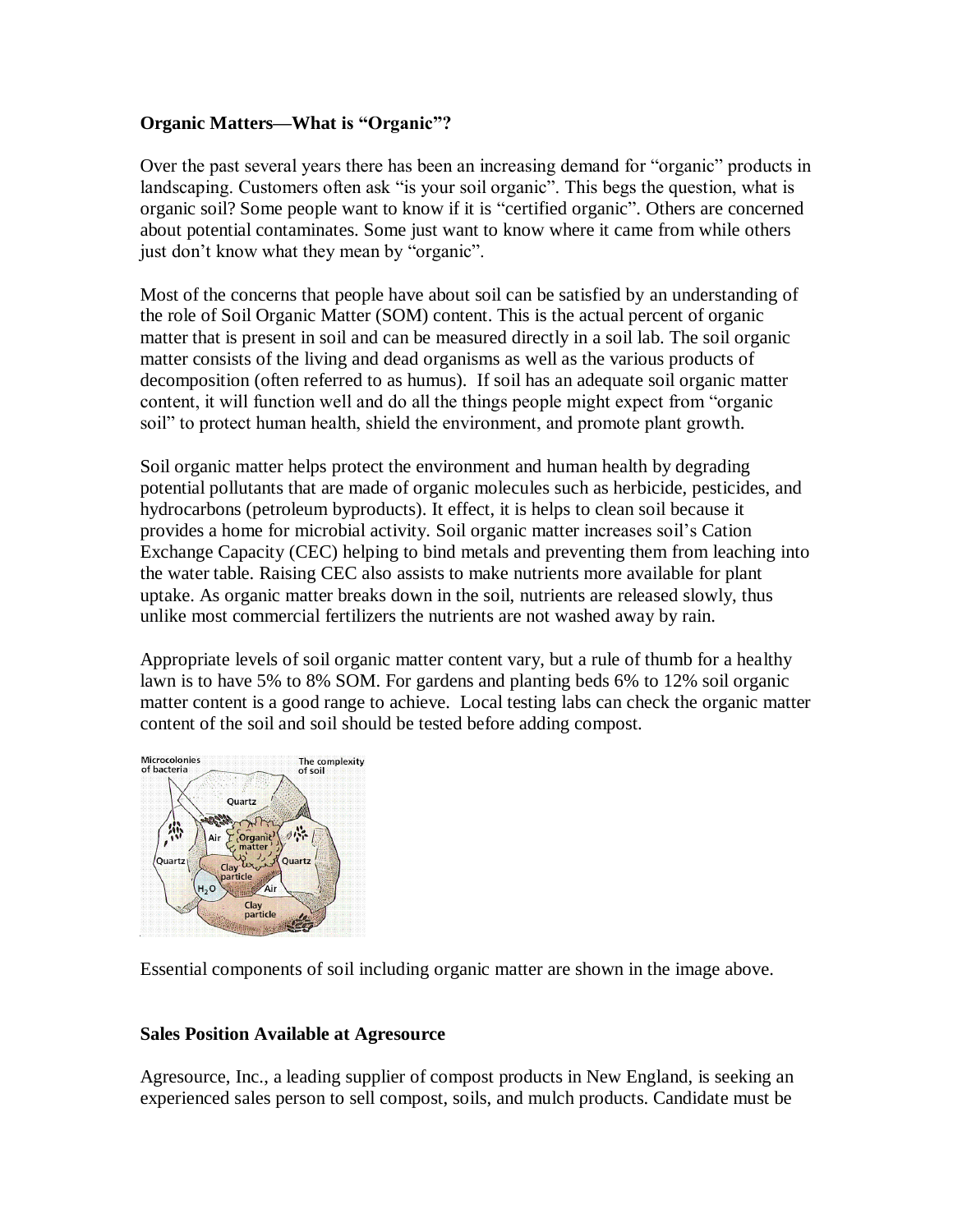**Organic Matters—What is "Organic"?**

Over the past several years there has been an increasing demand for "organic" products in landscaping. Customers often ask "is your soil organic". This begs the question, what is organic soil? Some people want to know if it is "certified organic". Others are concerned about potential contaminates. Some just want to know where it came from while others just don't know what they mean by "organic".

Most of the concerns that people have about soil can be satisfied by an understanding of the role of Soil Organic Matter (SOM) content. This is the actual percent of organic matter that is present in soil and can be measured directly in a soil lab. The soil organic matter consists of the living and dead organisms as well as the various products of decomposition (often referred to as humus). If soil has an adequate soil organic matter content, it will function well and do all the things people might expect from "organic soil" to protect human health, shield the environment, and promote plant growth.

Soil organic matter helps protect the environment and human health by degrading potential pollutants that are made of organic molecules such as herbicide, pesticides, and hydrocarbons (petroleum byproducts). It effect, it is helps to clean soil because it provides a home for microbial activity. Soil organic matter increases soil's Cation Exchange Capacity (CEC) helping to bind metals and preventing them from leaching into the water table. Raising CEC also assists to make nutrients more available for plant uptake. As organic matter breaks down in the soil, nutrients are released slowly, thus unlike most commercial fertilizers the nutrients are not washed away by rain.

Appropriate levels of soil organic matter content vary, but a rule of thumb for a healthy lawn is to have 5% to 8% SOM. For gardens and planting beds 6% to 12% soil organic matter content is a good range to achieve. Local testing labs can check the organic matter content of the soil and soil should be tested before adding compost.

Essential components of soil including organic matter are shown in the image above.

**Sales Position Available at Agresource**

Agresource, Inc., a leading supplier of compost products in New England, is seeking an experienced sales person to sell compost, soils, and mulch products. Candidate must be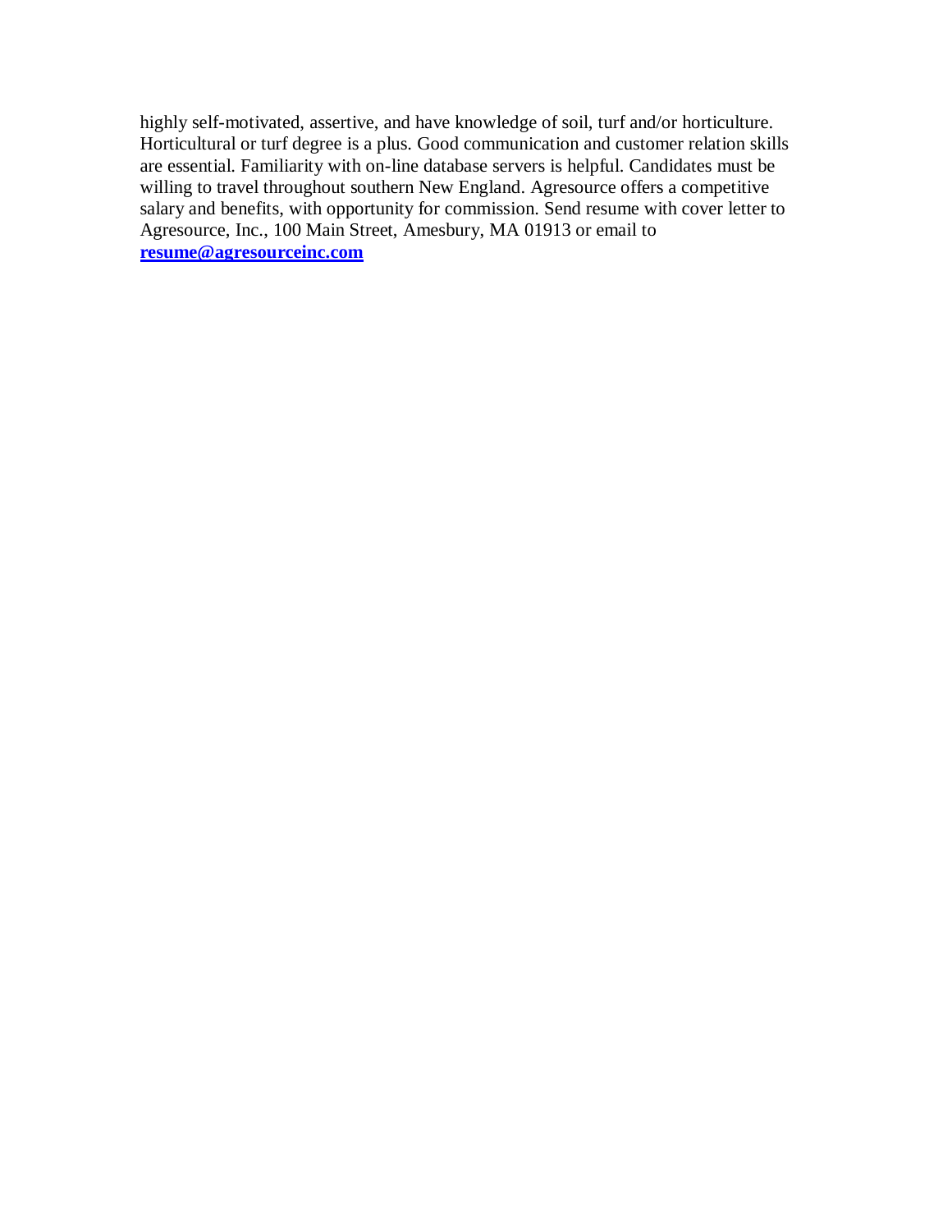highly self-motivated, assertive, and have knowledge of soil, turf and/or horticulture. Horticultural or turf degree is a plus. Good communication and customer relation skills are essential. Familiarity with on-line database servers is helpful. Candidates must be willing to travel throughout southern New England. Agresource offers a competitive salary and benefits, with opportunity for commission. Send resume with cover letter to Agresource, Inc., 100 Main Street, Amesbury, MA 01913 or email to **resume@agresourceinc.com**